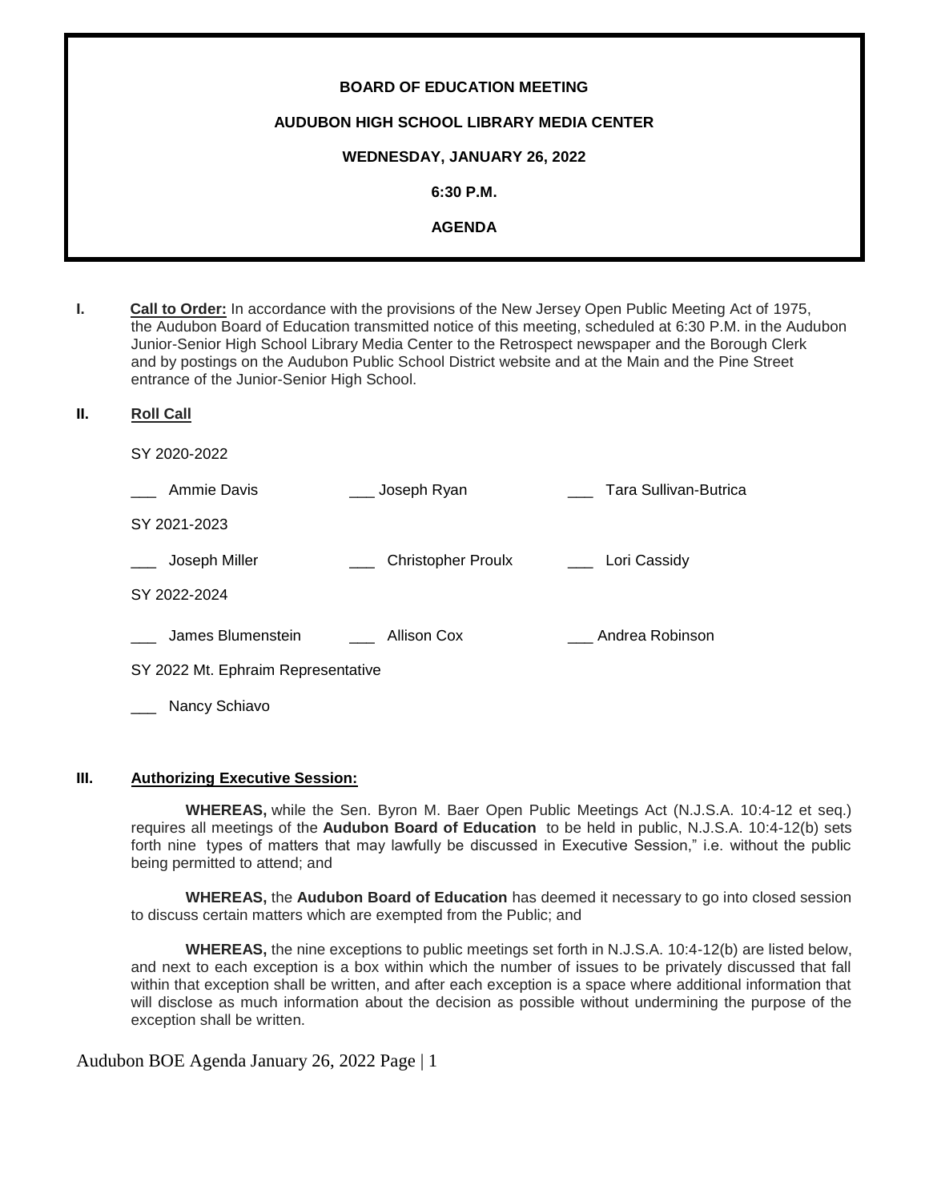**BOARD OF EDUCATION MEETING**

**AUDUBON HIGH SCHOOL LIBRARY MEDIA CENTER**

**WEDNESDAY, JANUARY 26, 2022**

**6:30 P.M.**

**AGENDA**

**I. Call to Order:** In accordance with the provisions of the New Jersey Open Public Meeting Act of 1975, the Audubon Board of Education transmitted notice of this meeting, scheduled at 6:30 P.M. in the Audubon Junior-Senior High School Library Media Center to the Retrospect newspaper and the Borough Clerk and by postings on the Audubon Public School District website and at the Main and the Pine Street entrance of the Junior-Senior High School.

**II. Roll Call**

SY 2020-2022

___ Ammie Davis ___ Joseph Ryan ___ Tara Sullivan-Butrica

SY 2021-2023

___ Joseph Miller ___ Christopher Proulx ___ Lori Cassidy

SY 2022-2024

___ James Blumenstein ___ Allison Cox ___ Andrea Robinson

SY 2022 Mt. Ephraim Representative

___ Nancy Schiavo

**III. Authorizing Executive Session:**

**WHEREAS,** while the Sen. Byron M. Baer Open Public Meetings Act (N.J.S.A. 10:4-12 et seq.) requires all meetings of the **Audubon Board of Education** to be held in public, N.J.S.A. 10:4-12(b) sets forth nine types of matters that may lawfully be discussed in Executive Session," i.e. without the public being permitted to attend; and

**WHEREAS,** the **Audubon Board of Education** has deemed it necessary to go into closed session to discuss certain matters which are exempted from the Public; and

**WHEREAS,** the nine exceptions to public meetings set forth in N.J.S.A. 10:4-12(b) are listed below, and next to each exception is a box within which the number of issues to be privately discussed that fall within that exception shall be written, and after each exception is a space where additional information that will disclose as much information about the decision as possible without undermining the purpose of the exception shall be written.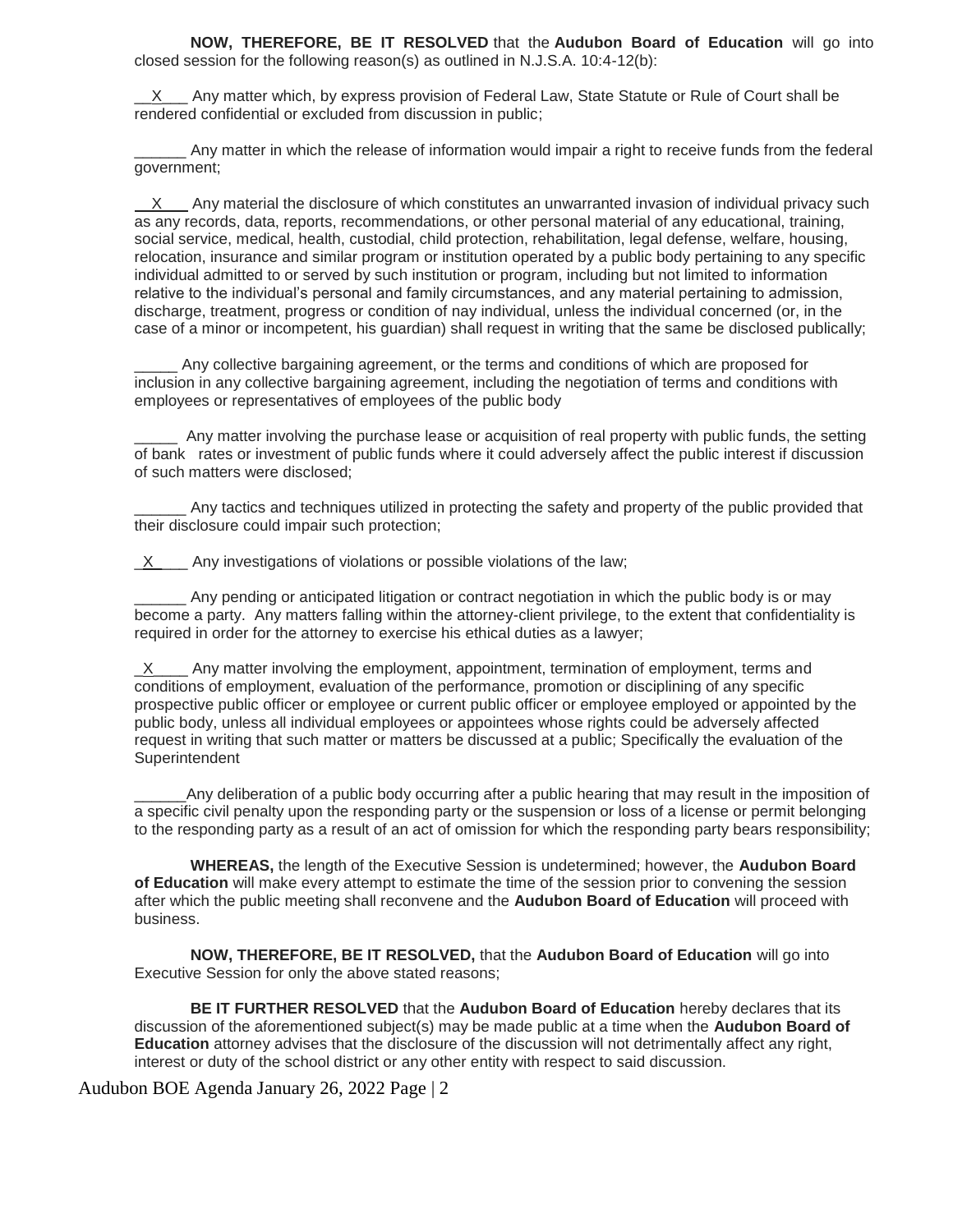**NOW, THEREFORE, BE IT RESOLVED** that the **Audubon Board of Education** will go into closed session for the following reason(s) as outlined in N.J.S.A. 10:4-12(b):

__X___ Any matter which, by express provision of Federal Law, State Statute or Rule of Court shall be rendered confidential or excluded from discussion in public;

______ Any matter in which the release of information would impair a right to receive funds from the federal government;

__X___ Any material the disclosure of which constitutes an unwarranted invasion of individual privacy such as any records, data, reports, recommendations, or other personal material of any educational, training, social service, medical, health, custodial, child protection, rehabilitation, legal defense, welfare, housing, relocation, insurance and similar program or institution operated by a public body pertaining to any specific individual admitted to or served by such institution or program, including but not limited to information relative to the individual's personal and family circumstances, and any material pertaining to admission, discharge, treatment, progress or condition of nay individual, unless the individual concerned (or, in the case of a minor or incompetent, his guardian) shall request in writing that the same be disclosed publically;

_____ Any collective bargaining agreement, or the terms and conditions of which are proposed for inclusion in any collective bargaining agreement, including the negotiation of terms and conditions with employees or representatives of employees of the public body

_____ Any matter involving the purchase lease or acquisition of real property with public funds, the setting of bank rates or investment of public funds where it could adversely affect the public interest if discussion of such matters were disclosed;

______ Any tactics and techniques utilized in protecting the safety and property of the public provided that their disclosure could impair such protection;

_X____ Any investigations of violations or possible violations of the law;

______ Any pending or anticipated litigation or contract negotiation in which the public body is or may become a party. Any matters falling within the attorney-client privilege, to the extent that confidentiality is required in order for the attorney to exercise his ethical duties as a lawyer;

_X____ Any matter involving the employment, appointment, termination of employment, terms and conditions of employment, evaluation of the performance, promotion or disciplining of any specific prospective public officer or employee or current public officer or employee employed or appointed by the public body, unless all individual employees or appointees whose rights could be adversely affected request in writing that such matter or matters be discussed at a public; Specifically the evaluation of the Superintendent

______Any deliberation of a public body occurring after a public hearing that may result in the imposition of a specific civil penalty upon the responding party or the suspension or loss of a license or permit belonging to the responding party as a result of an act of omission for which the responding party bears responsibility;

**WHEREAS,** the length of the Executive Session is undetermined; however, the **Audubon Board of Education** will make every attempt to estimate the time of the session prior to convening the session after which the public meeting shall reconvene and the **Audubon Board of Education** will proceed with business.

**NOW, THEREFORE, BE IT RESOLVED,** that the **Audubon Board of Education** will go into Executive Session for only the above stated reasons;

**BE IT FURTHER RESOLVED** that the **Audubon Board of Education** hereby declares that its discussion of the aforementioned subject(s) may be made public at a time when the **Audubon Board of Education** attorney advises that the disclosure of the discussion will not detrimentally affect any right, interest or duty of the school district or any other entity with respect to said discussion.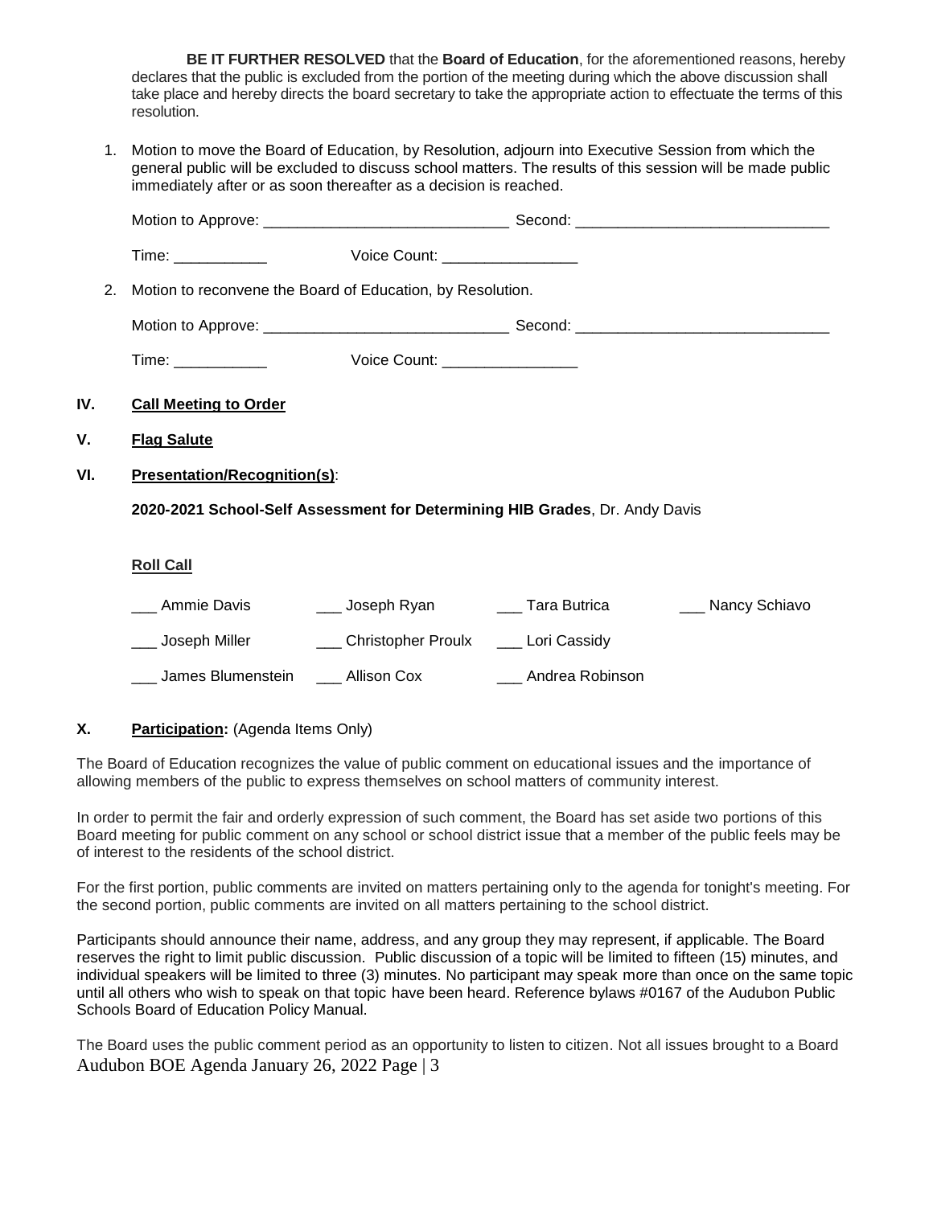**BE IT FURTHER RESOLVED** that the **Board of Education**, for the aforementioned reasons, hereby declares that the public is excluded from the portion of the meeting during which the above discussion shall take place and hereby directs the board secretary to take the appropriate action to effectuate the terms of this resolution.

1. Motion to move the Board of Education, by Resolution, adjourn into Executive Session from which the general public will be excluded to discuss school matters. The results of this session will be made public immediately after or as soon thereafter as a decision is reached.

   Motion to Approve: _____________________________ Second: ______________________________

   Time: ___________ Voice Count: ________________

2. Motion to reconvene the Board of Education, by Resolution.

   Motion to Approve: _____________________________ Second: ______________________________

   Time: ___________ Voice Count: ________________

**IV. Call Meeting to Order**

**V. Flag Salute**

**VI. Presentation/Recognition(s)**:

**2020-2021 School-Self Assessment for Determining HIB Grades**, Dr. Andy Davis

**Roll Call**

| | | | |
|---|---|---|---|
| ___ Ammie Davis | ___ Joseph Ryan | ___ Tara Butrica | ___ Nancy Schiavo |
| ___ Joseph Miller | ___ Christopher Proulx | ___ Lori Cassidy | |
| ___ James Blumenstein | ___ Allison Cox | ___ Andrea Robinson | |

**X. Participation:** (Agenda Items Only)

The Board of Education recognizes the value of public comment on educational issues and the importance of allowing members of the public to express themselves on school matters of community interest.

In order to permit the fair and orderly expression of such comment, the Board has set aside two portions of this Board meeting for public comment on any school or school district issue that a member of the public feels may be of interest to the residents of the school district.

For the first portion, public comments are invited on matters pertaining only to the agenda for tonight's meeting. For the second portion, public comments are invited on all matters pertaining to the school district.

Participants should announce their name, address, and any group they may represent, if applicable. The Board reserves the right to limit public discussion. Public discussion of a topic will be limited to fifteen (15) minutes, and individual speakers will be limited to three (3) minutes. No participant may speak more than once on the same topic until all others who wish to speak on that topic have been heard. Reference bylaws #0167 of the Audubon Public Schools Board of Education Policy Manual.

The Board uses the public comment period as an opportunity to listen to citizen. Not all issues brought to a Board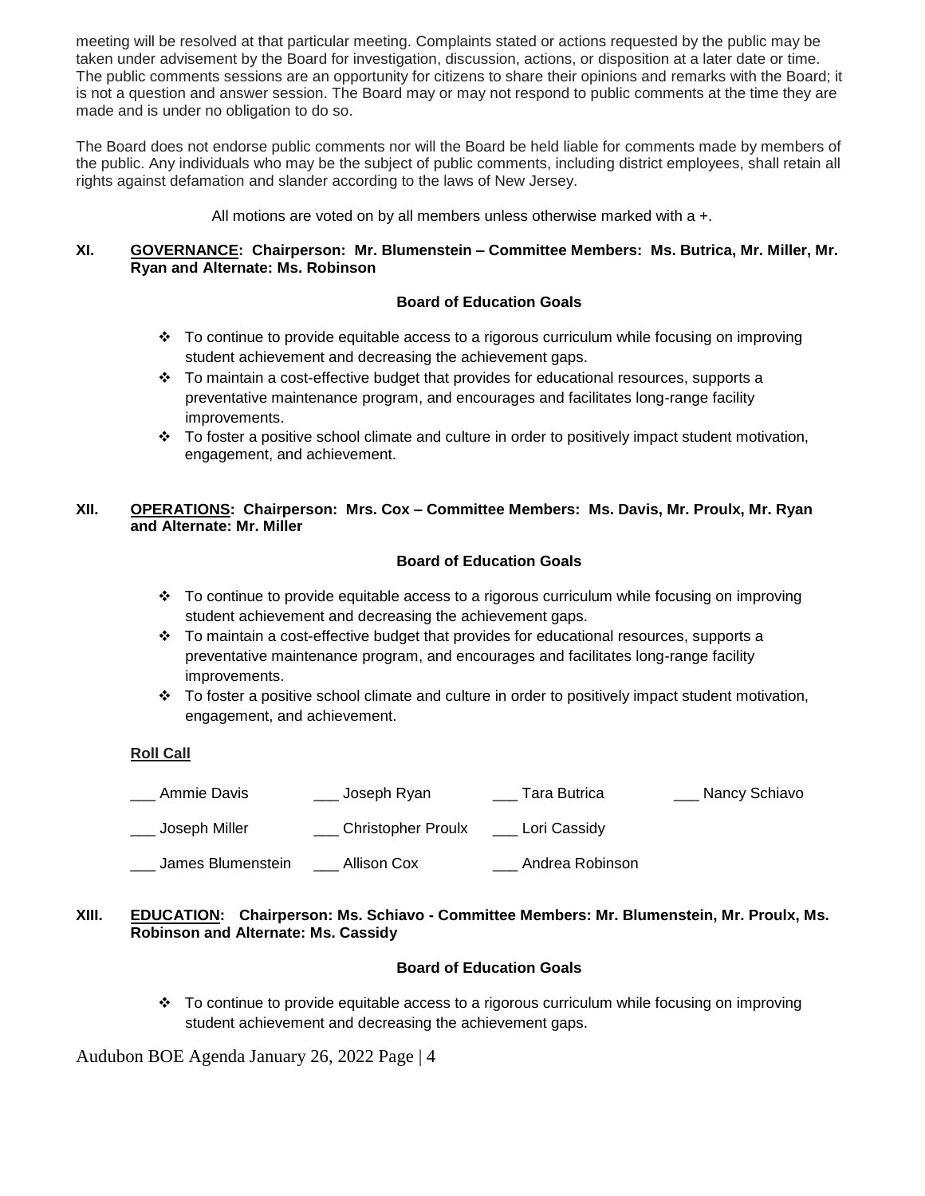meeting will be resolved at that particular meeting. Complaints stated or actions requested by the public may be taken under advisement by the Board for investigation, discussion, actions, or disposition at a later date or time. The public comments sessions are an opportunity for citizens to share their opinions and remarks with the Board; it is not a question and answer session. The Board may or may not respond to public comments at the time they are made and is under no obligation to do so.

The Board does not endorse public comments nor will the Board be held liable for comments made by members of the public. Any individuals who may be the subject of public comments, including district employees, shall retain all rights against defamation and slander according to the laws of New Jersey.

All motions are voted on by all members unless otherwise marked with a +.

**XI. GOVERNANCE: Chairperson: Mr. Blumenstein – Committee Members: Ms. Butrica, Mr. Miller, Mr. Ryan and Alternate: Ms. Robinson**

**Board of Education Goals**

- To continue to provide equitable access to a rigorous curriculum while focusing on improving student achievement and decreasing the achievement gaps.
- To maintain a cost-effective budget that provides for educational resources, supports a preventative maintenance program, and encourages and facilitates long-range facility improvements.
- To foster a positive school climate and culture in order to positively impact student motivation, engagement, and achievement.

**XII. OPERATIONS: Chairperson: Mrs. Cox – Committee Members: Ms. Davis, Mr. Proulx, Mr. Ryan and Alternate: Mr. Miller**

**Board of Education Goals**

- To continue to provide equitable access to a rigorous curriculum while focusing on improving student achievement and decreasing the achievement gaps.
- To maintain a cost-effective budget that provides for educational resources, supports a preventative maintenance program, and encourages and facilitates long-range facility improvements.
- To foster a positive school climate and culture in order to positively impact student motivation, engagement, and achievement.

**Roll Call**

___ Ammie Davis ___ Joseph Ryan ___ Tara Butrica ___ Nancy Schiavo

___ Joseph Miller ___ Christopher Proulx ___ Lori Cassidy

___ James Blumenstein ___ Allison Cox ___ Andrea Robinson

**XIII. EDUCATION: Chairperson: Ms. Schiavo - Committee Members: Mr. Blumenstein, Mr. Proulx, Ms. Robinson and Alternate: Ms. Cassidy**

**Board of Education Goals**

- To continue to provide equitable access to a rigorous curriculum while focusing on improving student achievement and decreasing the achievement gaps.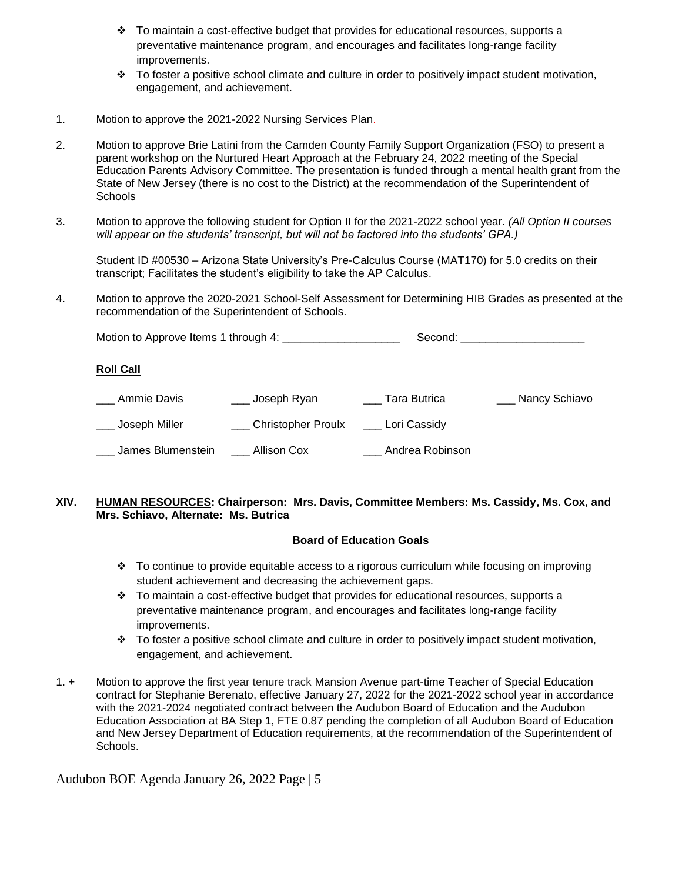- To maintain a cost-effective budget that provides for educational resources, supports a preventative maintenance program, and encourages and facilitates long-range facility improvements.
- To foster a positive school climate and culture in order to positively impact student motivation, engagement, and achievement.

1. Motion to approve the 2021-2022 Nursing Services Plan.

2. Motion to approve Brie Latini from the Camden County Family Support Organization (FSO) to present a parent workshop on the Nurtured Heart Approach at the February 24, 2022 meeting of the Special Education Parents Advisory Committee. The presentation is funded through a mental health grant from the State of New Jersey (there is no cost to the District) at the recommendation of the Superintendent of Schools

3. Motion to approve the following student for Option II for the 2021-2022 school year. *(All Option II courses will appear on the students' transcript, but will not be factored into the students' GPA.)*

   Student ID #00530 – Arizona State University's Pre-Calculus Course (MAT170) for 5.0 credits on their transcript; Facilitates the student's eligibility to take the AP Calculus.

4. Motion to approve the 2020-2021 School-Self Assessment for Determining HIB Grades as presented at the recommendation of the Superintendent of Schools.

Motion to Approve Items 1 through 4: ___________________ Second: ____________________

**Roll Call**

___ Ammie Davis ___ Joseph Ryan ___ Tara Butrica ___ Nancy Schiavo

___ Joseph Miller ___ Christopher Proulx ___ Lori Cassidy

___ James Blumenstein ___ Allison Cox ___ Andrea Robinson

## XIV. HUMAN RESOURCES: Chairperson: Mrs. Davis, Committee Members: Ms. Cassidy, Ms. Cox, and Mrs. Schiavo, Alternate: Ms. Butrica

**Board of Education Goals**

- To continue to provide equitable access to a rigorous curriculum while focusing on improving student achievement and decreasing the achievement gaps.
- To maintain a cost-effective budget that provides for educational resources, supports a preventative maintenance program, and encourages and facilitates long-range facility improvements.
- To foster a positive school climate and culture in order to positively impact student motivation, engagement, and achievement.

1. + Motion to approve the first year tenure track Mansion Avenue part-time Teacher of Special Education contract for Stephanie Berenato, effective January 27, 2022 for the 2021-2022 school year in accordance with the 2021-2024 negotiated contract between the Audubon Board of Education and the Audubon Education Association at BA Step 1, FTE 0.87 pending the completion of all Audubon Board of Education and New Jersey Department of Education requirements, at the recommendation of the Superintendent of Schools.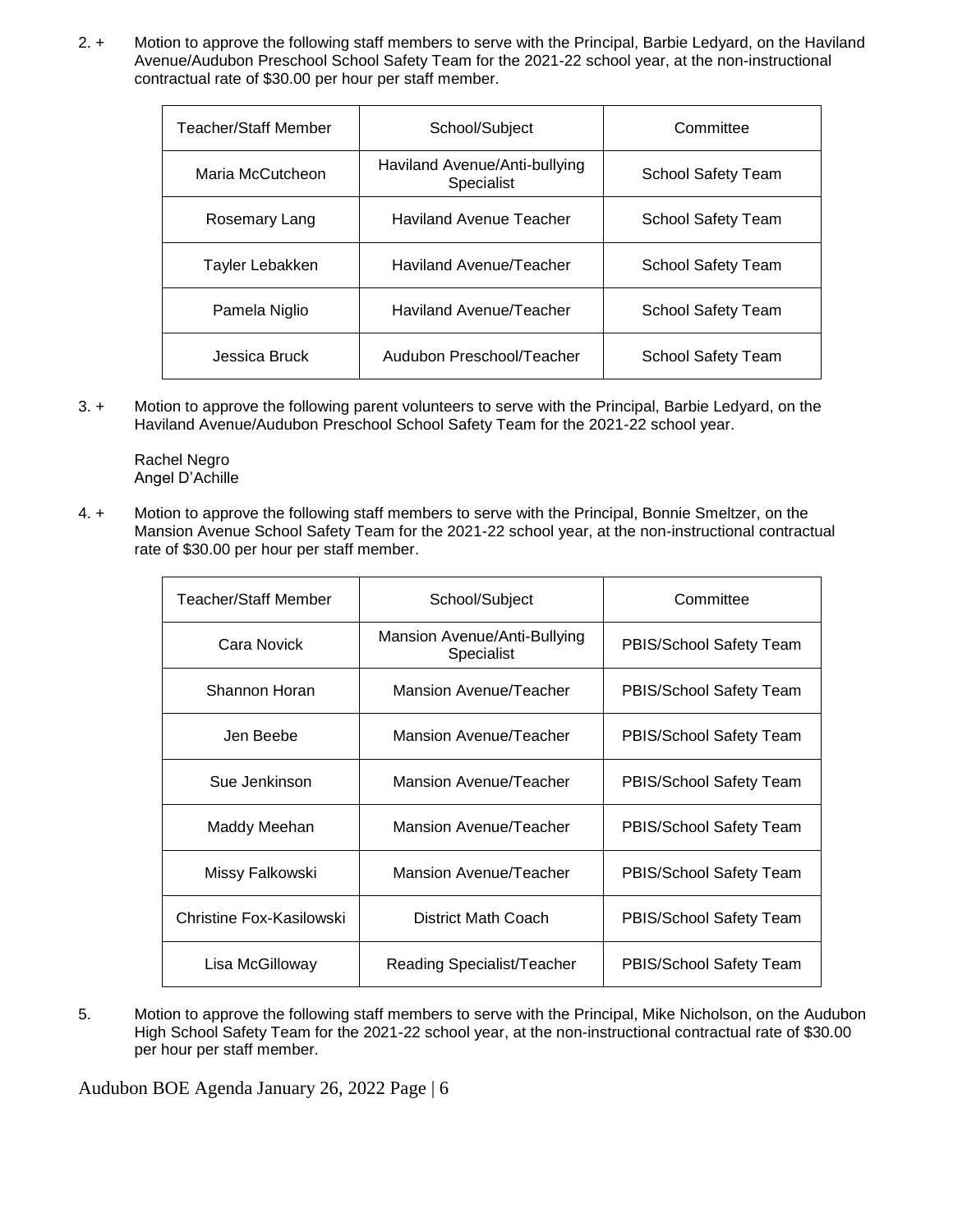2. + Motion to approve the following staff members to serve with the Principal, Barbie Ledyard, on the Haviland Avenue/Audubon Preschool School Safety Team for the 2021-22 school year, at the non-instructional contractual rate of $30.00 per hour per staff member.

| Teacher/Staff Member | School/Subject | Committee |
|---|---|---|
| Maria McCutcheon | Haviland Avenue/Anti-bullying Specialist | School Safety Team |
| Rosemary Lang | Haviland Avenue Teacher | School Safety Team |
| Tayler Lebakken | Haviland Avenue/Teacher | School Safety Team |
| Pamela Niglio | Haviland Avenue/Teacher | School Safety Team |
| Jessica Bruck | Audubon Preschool/Teacher | School Safety Team |

3. + Motion to approve the following parent volunteers to serve with the Principal, Barbie Ledyard, on the Haviland Avenue/Audubon Preschool School Safety Team for the 2021-22 school year.

Rachel Negro
Angel D'Achille

4. + Motion to approve the following staff members to serve with the Principal, Bonnie Smeltzer, on the Mansion Avenue School Safety Team for the 2021-22 school year, at the non-instructional contractual rate of $30.00 per hour per staff member.

| Teacher/Staff Member | School/Subject | Committee |
|---|---|---|
| Cara Novick | Mansion Avenue/Anti-Bullying Specialist | PBIS/School Safety Team |
| Shannon Horan | Mansion Avenue/Teacher | PBIS/School Safety Team |
| Jen Beebe | Mansion Avenue/Teacher | PBIS/School Safety Team |
| Sue Jenkinson | Mansion Avenue/Teacher | PBIS/School Safety Team |
| Maddy Meehan | Mansion Avenue/Teacher | PBIS/School Safety Team |
| Missy Falkowski | Mansion Avenue/Teacher | PBIS/School Safety Team |
| Christine Fox-Kasilowski | District Math Coach | PBIS/School Safety Team |
| Lisa McGilloway | Reading Specialist/Teacher | PBIS/School Safety Team |

5. Motion to approve the following staff members to serve with the Principal, Mike Nicholson, on the Audubon High School Safety Team for the 2021-22 school year, at the non-instructional contractual rate of $30.00 per hour per staff member.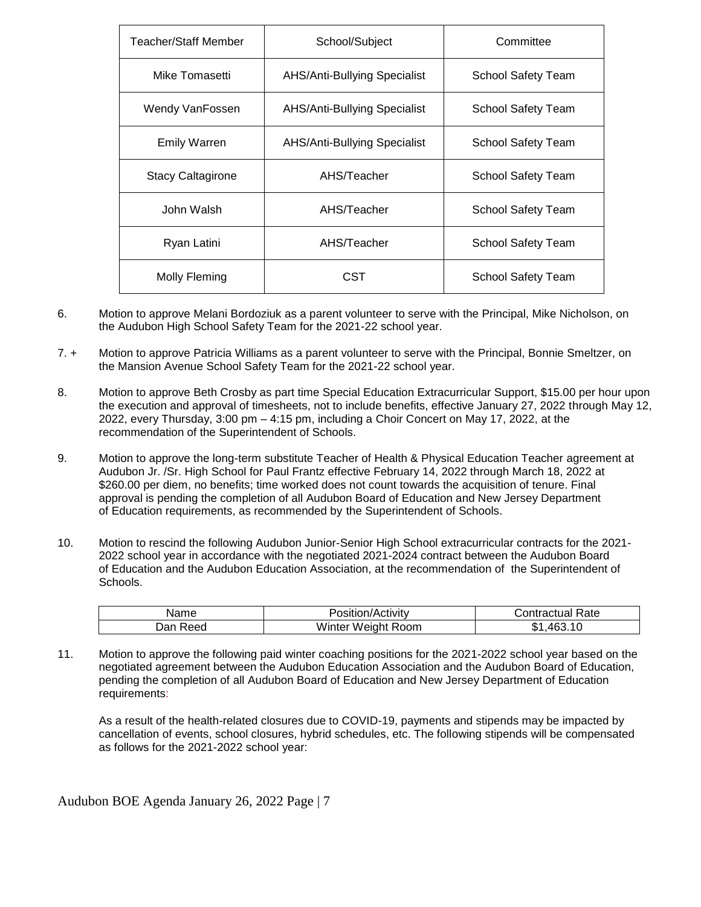| Teacher/Staff Member | School/Subject | Committee |
|---|---|---|
| Mike Tomasetti | AHS/Anti-Bullying Specialist | School Safety Team |
| Wendy VanFossen | AHS/Anti-Bullying Specialist | School Safety Team |
| Emily Warren | AHS/Anti-Bullying Specialist | School Safety Team |
| Stacy Caltagirone | AHS/Teacher | School Safety Team |
| John Walsh | AHS/Teacher | School Safety Team |
| Ryan Latini | AHS/Teacher | School Safety Team |
| Molly Fleming | CST | School Safety Team |

6. Motion to approve Melani Bordoziuk as a parent volunteer to serve with the Principal, Mike Nicholson, on the Audubon High School Safety Team for the 2021-22 school year.

7. + Motion to approve Patricia Williams as a parent volunteer to serve with the Principal, Bonnie Smeltzer, on the Mansion Avenue School Safety Team for the 2021-22 school year.

8. Motion to approve Beth Crosby as part time Special Education Extracurricular Support, $15.00 per hour upon the execution and approval of timesheets, not to include benefits, effective January 27, 2022 through May 12, 2022, every Thursday, 3:00 pm – 4:15 pm, including a Choir Concert on May 17, 2022, at the recommendation of the Superintendent of Schools.

9. Motion to approve the long-term substitute Teacher of Health & Physical Education Teacher agreement at Audubon Jr. /Sr. High School for Paul Frantz effective February 14, 2022 through March 18, 2022 at $260.00 per diem, no benefits; time worked does not count towards the acquisition of tenure. Final approval is pending the completion of all Audubon Board of Education and New Jersey Department of Education requirements, as recommended by the Superintendent of Schools.

10. Motion to rescind the following Audubon Junior-Senior High School extracurricular contracts for the 2021-2022 school year in accordance with the negotiated 2021-2024 contract between the Audubon Board of Education and the Audubon Education Association, at the recommendation of the Superintendent of Schools.

| Name | Position/Activity | Contractual Rate |
|---|---|---|
| Dan Reed | Winter Weight Room | $1,463.10 |

11. Motion to approve the following paid winter coaching positions for the 2021-2022 school year based on the negotiated agreement between the Audubon Education Association and the Audubon Board of Education, pending the completion of all Audubon Board of Education and New Jersey Department of Education requirements:

    As a result of the health-related closures due to COVID-19, payments and stipends may be impacted by cancellation of events, school closures, hybrid schedules, etc. The following stipends will be compensated as follows for the 2021-2022 school year: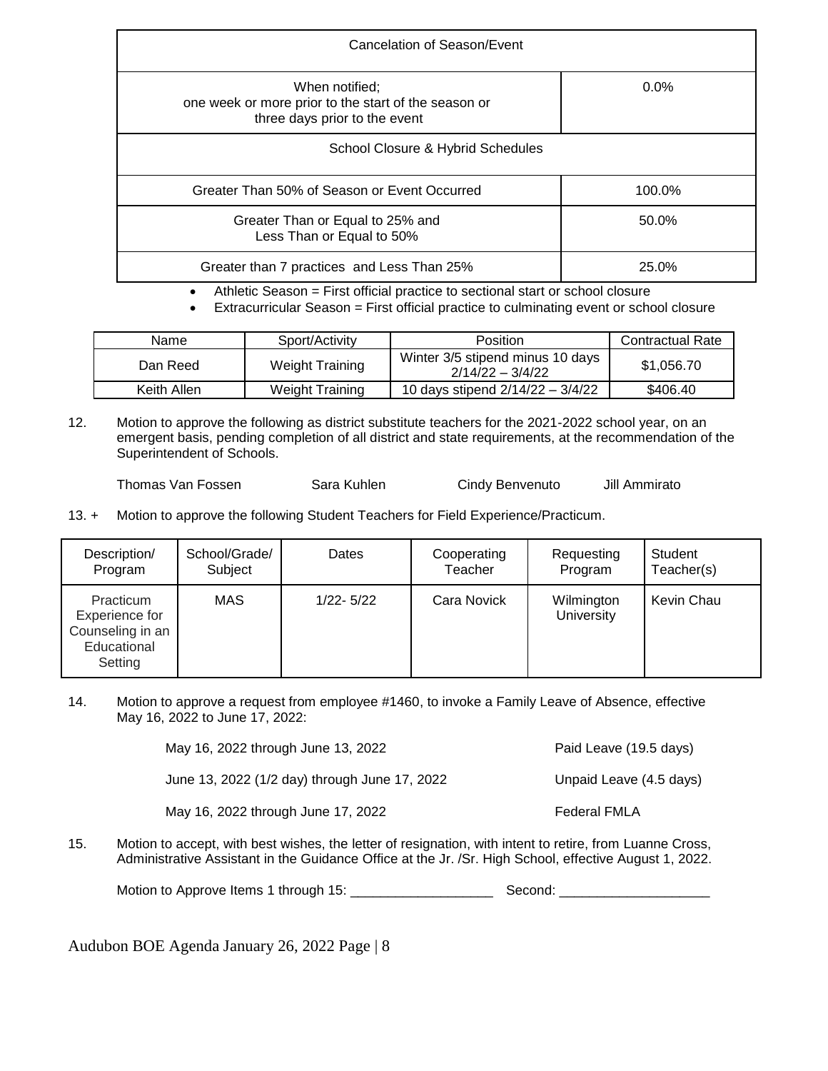| Cancelation of Season/Event | |
|---|---|
| When notified;<br>one week or more prior to the start of the season or<br>three days prior to the event | 0.0% |
| School Closure & Hybrid Schedules | |
| Greater Than 50% of Season or Event Occurred | 100.0% |
| Greater Than or Equal to 25% and<br>Less Than or Equal to 50% | 50.0% |
| Greater than 7 practices and Less Than 25% | 25.0% |

- Athletic Season = First official practice to sectional start or school closure
- Extracurricular Season = First official practice to culminating event or school closure

| Name | Sport/Activity | Position | Contractual Rate |
|---|---|---|---|
| Dan Reed | Weight Training | Winter 3/5 stipend minus 10 days 2/14/22 – 3/4/22 | $1,056.70 |
| Keith Allen | Weight Training | 10 days stipend 2/14/22 – 3/4/22 | $406.40 |

12. Motion to approve the following as district substitute teachers for the 2021-2022 school year, on an emergent basis, pending completion of all district and state requirements, at the recommendation of the Superintendent of Schools.

    Thomas Van Fossen    Sara Kuhlen    Cindy Benvenuto    Jill Ammirato

13. + Motion to approve the following Student Teachers for Field Experience/Practicum.

| Description/ Program | School/Grade/ Subject | Dates | Cooperating Teacher | Requesting Program | Student Teacher(s) |
|---|---|---|---|---|---|
| Practicum Experience for Counseling in an Educational Setting | MAS | 1/22- 5/22 | Cara Novick | Wilmington University | Kevin Chau |

14. Motion to approve a request from employee #1460, to invoke a Family Leave of Absence, effective May 16, 2022 to June 17, 2022:

| | |
|---|---|
| May 16, 2022 through June 13, 2022 | Paid Leave (19.5 days) |
| June 13, 2022 (1/2 day) through June 17, 2022 | Unpaid Leave (4.5 days) |
| May 16, 2022 through June 17, 2022 | Federal FMLA |

15. Motion to accept, with best wishes, the letter of resignation, with intent to retire, from Luanne Cross, Administrative Assistant in the Guidance Office at the Jr. /Sr. High School, effective August 1, 2022.

Motion to Approve Items 1 through 15: ___________________ Second: ____________________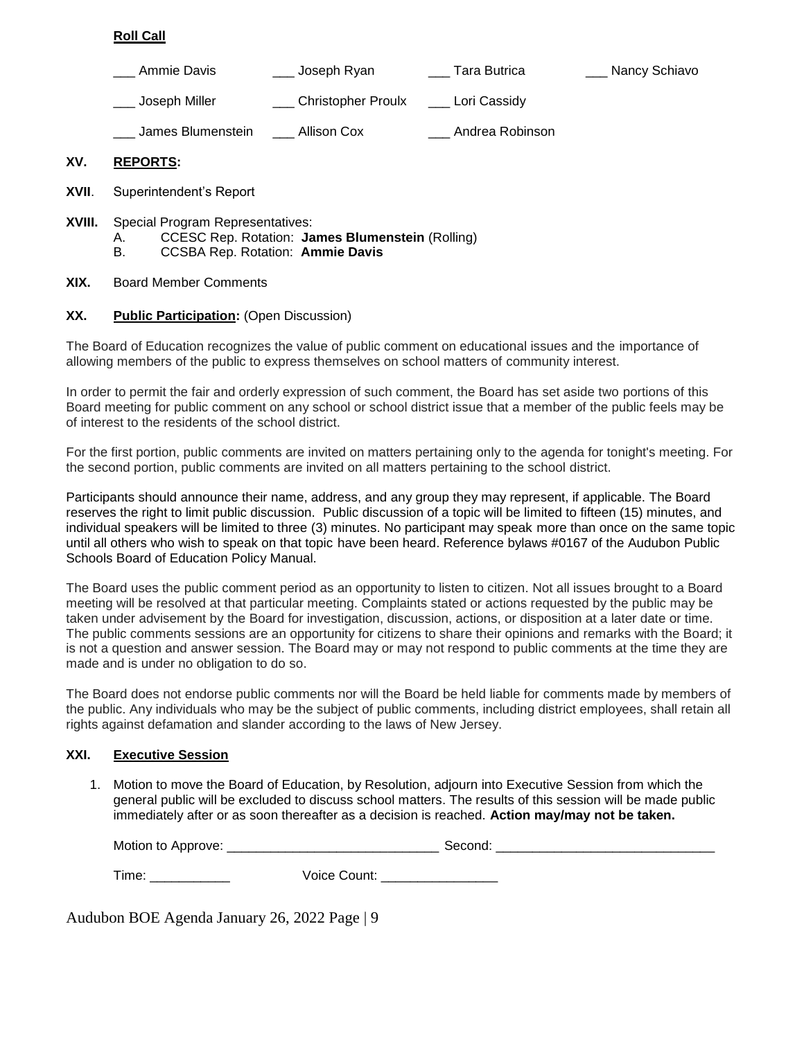**Roll Call**

| | | | |
|---|---|---|---|
| ___ Ammie Davis | ___ Joseph Ryan | ___ Tara Butrica | ___ Nancy Schiavo |
| ___ Joseph Miller | ___ Christopher Proulx | ___ Lori Cassidy | |
| ___ James Blumenstein | ___ Allison Cox | ___ Andrea Robinson | |

**XV. REPORTS:**

**XVII**. Superintendent's Report

**XVIII.** Special Program Representatives:

A. CCESC Rep. Rotation: **James Blumenstein** (Rolling)

B. CCSBA Rep. Rotation: **Ammie Davis**

**XIX.** Board Member Comments

**XX. Public Participation:** (Open Discussion)

The Board of Education recognizes the value of public comment on educational issues and the importance of allowing members of the public to express themselves on school matters of community interest.

In order to permit the fair and orderly expression of such comment, the Board has set aside two portions of this Board meeting for public comment on any school or school district issue that a member of the public feels may be of interest to the residents of the school district.

For the first portion, public comments are invited on matters pertaining only to the agenda for tonight's meeting. For the second portion, public comments are invited on all matters pertaining to the school district.

Participants should announce their name, address, and any group they may represent, if applicable. The Board reserves the right to limit public discussion. Public discussion of a topic will be limited to fifteen (15) minutes, and individual speakers will be limited to three (3) minutes. No participant may speak more than once on the same topic until all others who wish to speak on that topic have been heard. Reference bylaws #0167 of the Audubon Public Schools Board of Education Policy Manual.

The Board uses the public comment period as an opportunity to listen to citizen. Not all issues brought to a Board meeting will be resolved at that particular meeting. Complaints stated or actions requested by the public may be taken under advisement by the Board for investigation, discussion, actions, or disposition at a later date or time. The public comments sessions are an opportunity for citizens to share their opinions and remarks with the Board; it is not a question and answer session. The Board may or may not respond to public comments at the time they are made and is under no obligation to do so.

The Board does not endorse public comments nor will the Board be held liable for comments made by members of the public. Any individuals who may be the subject of public comments, including district employees, shall retain all rights against defamation and slander according to the laws of New Jersey.

**XXI. Executive Session**

1. Motion to move the Board of Education, by Resolution, adjourn into Executive Session from which the general public will be excluded to discuss school matters. The results of this session will be made public immediately after or as soon thereafter as a decision is reached. **Action may/may not be taken.**

   Motion to Approve: _____________________________ Second: ______________________________

   Time: ___________ Voice Count: ________________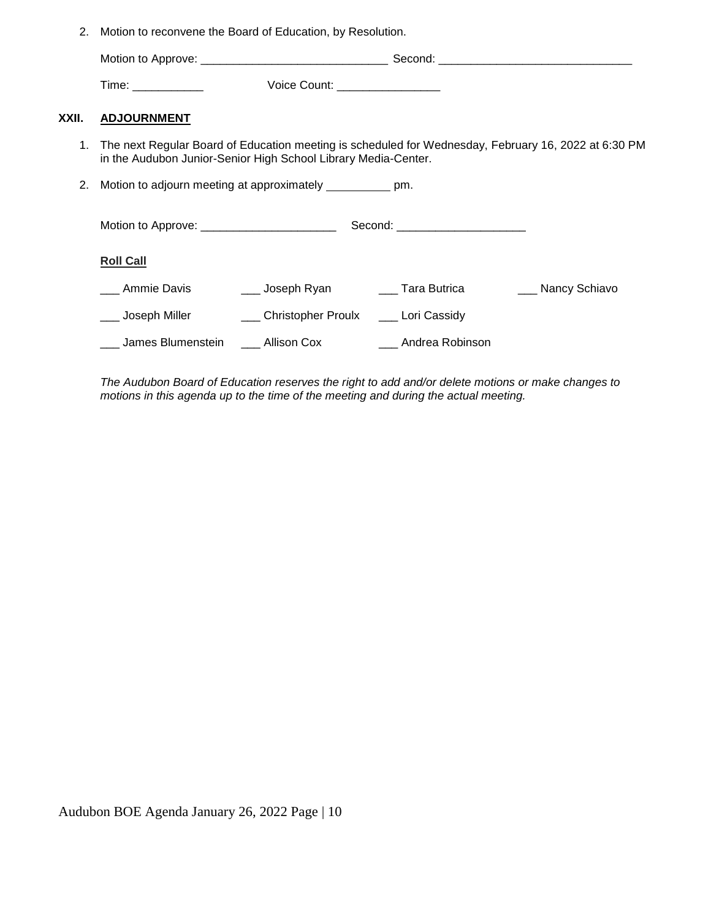2. Motion to reconvene the Board of Education, by Resolution.

   Motion to Approve: _____________________________ Second: ______________________________

   Time: ___________ Voice Count: ________________

## XXII. ADJOURNMENT

1. The next Regular Board of Education meeting is scheduled for Wednesday, February 16, 2022 at 6:30 PM in the Audubon Junior-Senior High School Library Media-Center.

2. Motion to adjourn meeting at approximately __________ pm.

   Motion to Approve: _____________________ Second: ____________________

   **Roll Call**

| | | | |
|---|---|---|---|
| ___ Ammie Davis | ___ Joseph Ryan | ___ Tara Butrica | ___ Nancy Schiavo |
| ___ Joseph Miller | ___ Christopher Proulx | ___ Lori Cassidy | |
| ___ James Blumenstein | ___ Allison Cox | ___ Andrea Robinson | |

*The Audubon Board of Education reserves the right to add and/or delete motions or make changes to motions in this agenda up to the time of the meeting and during the actual meeting.*